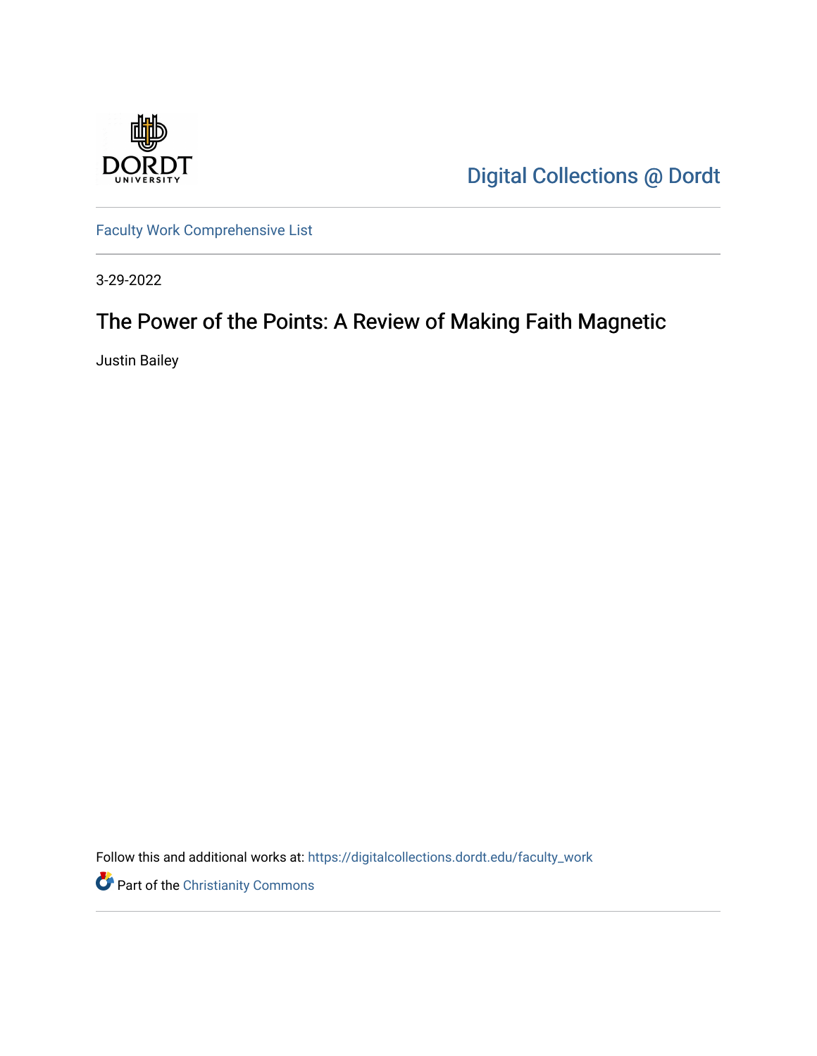Digital Collections @ Dordt

Faculty Work Comprehensive List

3-29-2022

# The Power of the Points: A Review of Making Faith Magnetic

Justin Bailey

Follow this and additional works at: https://digitalcollections.dordt.edu/faculty_work

Part of the Christianity Commons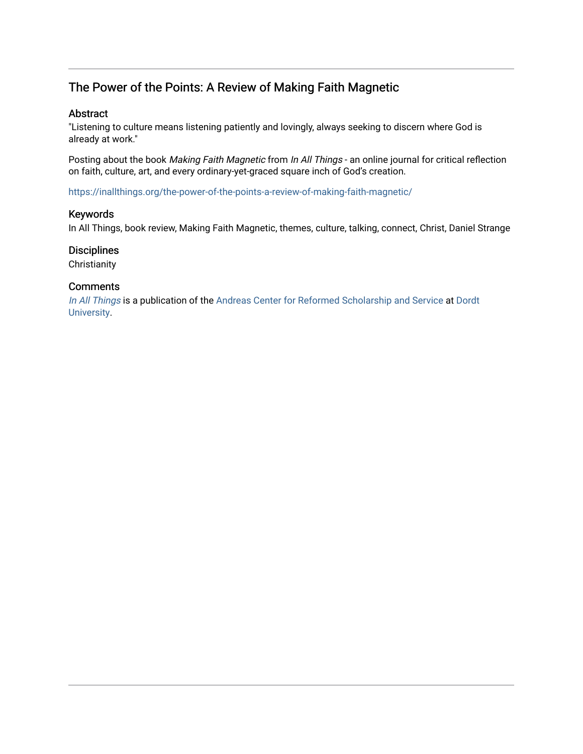## The Power of the Points: A Review of Making Faith Magnetic

### Abstract

"Listening to culture means listening patiently and lovingly, always seeking to discern where God is already at work."

Posting about the book *Making Faith Magnetic* from *In All Things* - an online journal for critical reflection on faith, culture, art, and every ordinary-yet-graced square inch of God's creation.

https://inallthings.org/the-power-of-the-points-a-review-of-making-faith-magnetic/

### Keywords

In All Things, book review, Making Faith Magnetic, themes, culture, talking, connect, Christ, Daniel Strange

### Disciplines

Christianity

### Comments

*In All Things* is a publication of the Andreas Center for Reformed Scholarship and Service at Dordt University.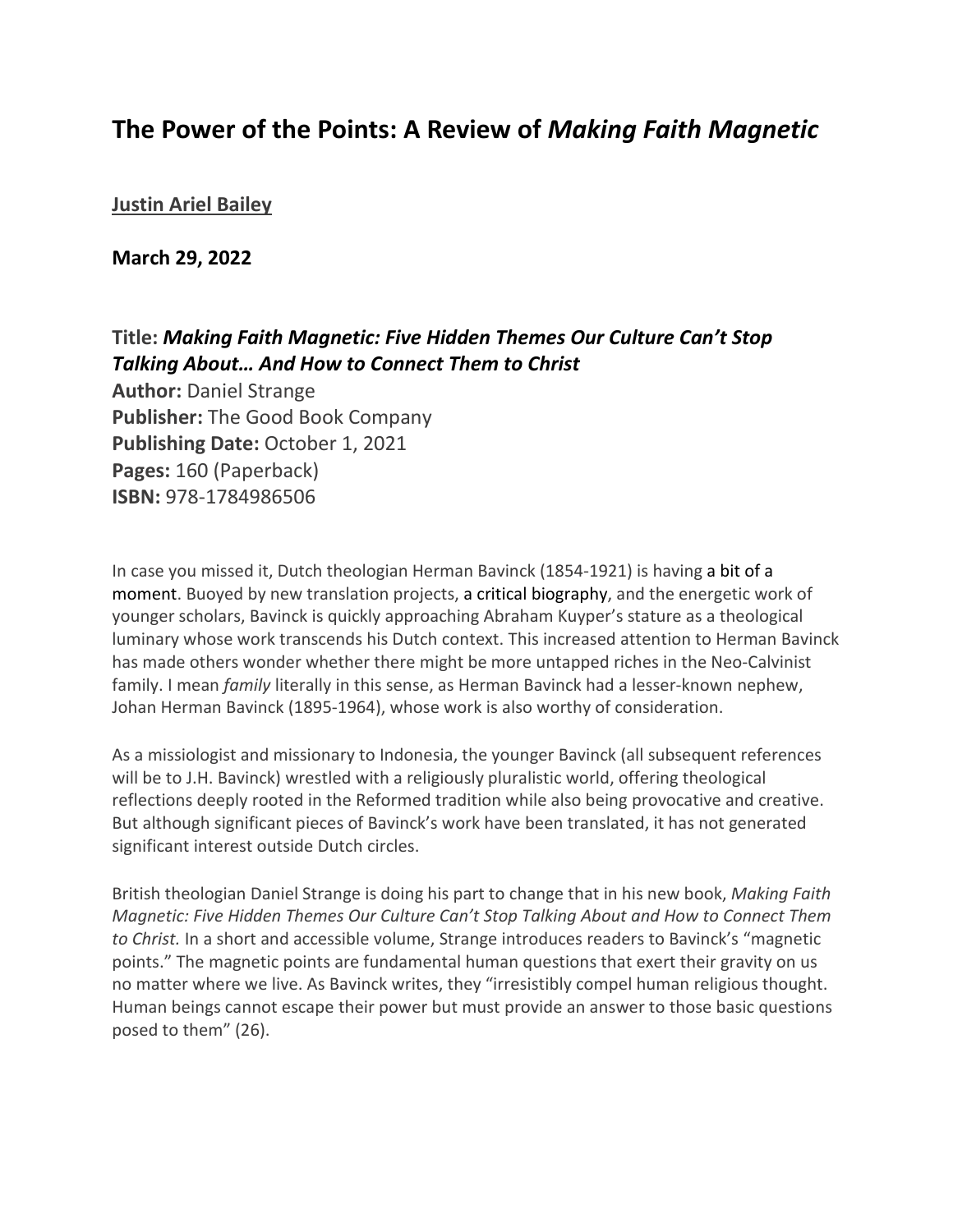# The Power of the Points: A Review of *Making Faith Magnetic*

**Justin Ariel Bailey**

**March 29, 2022**

**Title:** ***Making Faith Magnetic: Five Hidden Themes Our Culture Can't Stop Talking About… And How to Connect Them to Christ***
**Author:** Daniel Strange
**Publisher:** The Good Book Company
**Publishing Date:** October 1, 2021
**Pages:** 160 (Paperback)
**ISBN:** 978-1784986506

In case you missed it, Dutch theologian Herman Bavinck (1854-1921) is having a bit of a moment. Buoyed by new translation projects, a critical biography, and the energetic work of younger scholars, Bavinck is quickly approaching Abraham Kuyper's stature as a theological luminary whose work transcends his Dutch context. This increased attention to Herman Bavinck has made others wonder whether there might be more untapped riches in the Neo-Calvinist family. I mean *family* literally in this sense, as Herman Bavinck had a lesser-known nephew, Johan Herman Bavinck (1895-1964), whose work is also worthy of consideration.

As a missiologist and missionary to Indonesia, the younger Bavinck (all subsequent references will be to J.H. Bavinck) wrestled with a religiously pluralistic world, offering theological reflections deeply rooted in the Reformed tradition while also being provocative and creative. But although significant pieces of Bavinck's work have been translated, it has not generated significant interest outside Dutch circles.

British theologian Daniel Strange is doing his part to change that in his new book, *Making Faith Magnetic: Five Hidden Themes Our Culture Can't Stop Talking About and How to Connect Them to Christ.* In a short and accessible volume, Strange introduces readers to Bavinck's "magnetic points." The magnetic points are fundamental human questions that exert their gravity on us no matter where we live. As Bavinck writes, they "irresistibly compel human religious thought. Human beings cannot escape their power but must provide an answer to those basic questions posed to them" (26).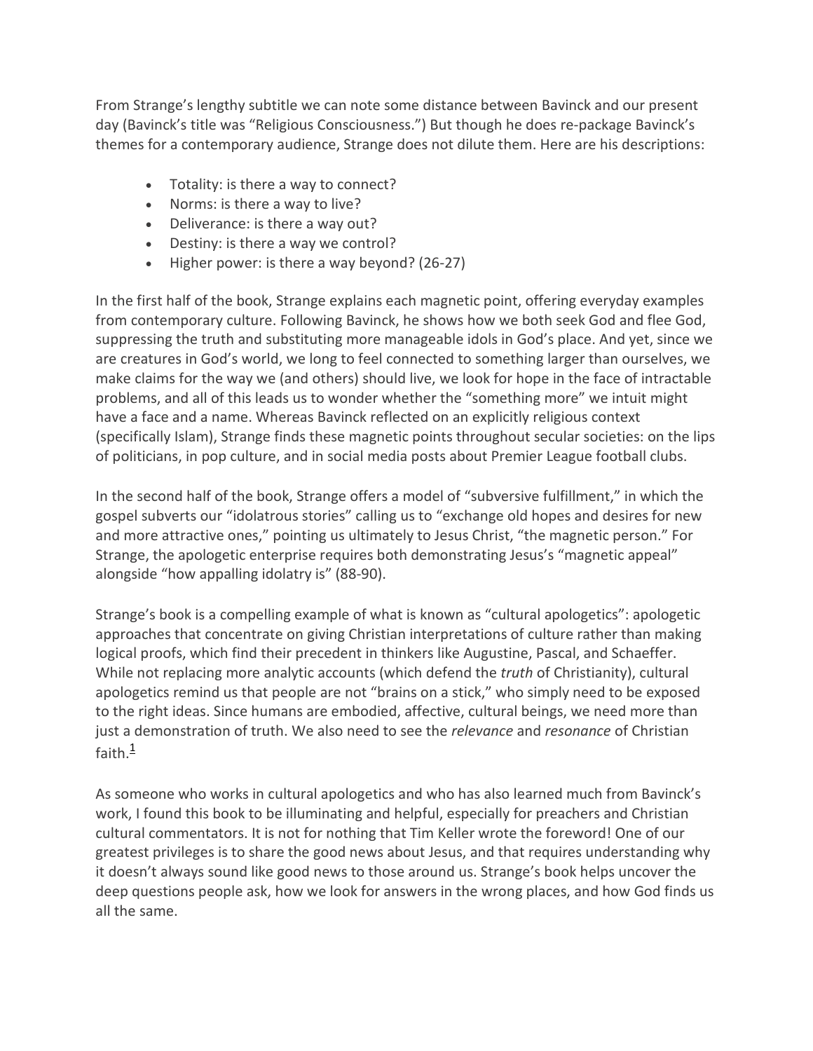From Strange's lengthy subtitle we can note some distance between Bavinck and our present day (Bavinck's title was "Religious Consciousness.") But though he does re-package Bavinck's themes for a contemporary audience, Strange does not dilute them. Here are his descriptions:

- Totality: is there a way to connect?
- Norms: is there a way to live?
- Deliverance: is there a way out?
- Destiny: is there a way we control?
- Higher power: is there a way beyond? (26-27)

In the first half of the book, Strange explains each magnetic point, offering everyday examples from contemporary culture. Following Bavinck, he shows how we both seek God and flee God, suppressing the truth and substituting more manageable idols in God's place. And yet, since we are creatures in God's world, we long to feel connected to something larger than ourselves, we make claims for the way we (and others) should live, we look for hope in the face of intractable problems, and all of this leads us to wonder whether the "something more" we intuit might have a face and a name. Whereas Bavinck reflected on an explicitly religious context (specifically Islam), Strange finds these magnetic points throughout secular societies: on the lips of politicians, in pop culture, and in social media posts about Premier League football clubs.

In the second half of the book, Strange offers a model of "subversive fulfillment," in which the gospel subverts our "idolatrous stories" calling us to "exchange old hopes and desires for new and more attractive ones," pointing us ultimately to Jesus Christ, "the magnetic person." For Strange, the apologetic enterprise requires both demonstrating Jesus's "magnetic appeal" alongside "how appalling idolatry is" (88-90).

Strange's book is a compelling example of what is known as "cultural apologetics": apologetic approaches that concentrate on giving Christian interpretations of culture rather than making logical proofs, which find their precedent in thinkers like Augustine, Pascal, and Schaeffer. While not replacing more analytic accounts (which defend the *truth* of Christianity), cultural apologetics remind us that people are not "brains on a stick," who simply need to be exposed to the right ideas. Since humans are embodied, affective, cultural beings, we need more than just a demonstration of truth. We also need to see the *relevance* and *resonance* of Christian faith.[1]

As someone who works in cultural apologetics and who has also learned much from Bavinck's work, I found this book to be illuminating and helpful, especially for preachers and Christian cultural commentators. It is not for nothing that Tim Keller wrote the foreword! One of our greatest privileges is to share the good news about Jesus, and that requires understanding why it doesn't always sound like good news to those around us. Strange's book helps uncover the deep questions people ask, how we look for answers in the wrong places, and how God finds us all the same.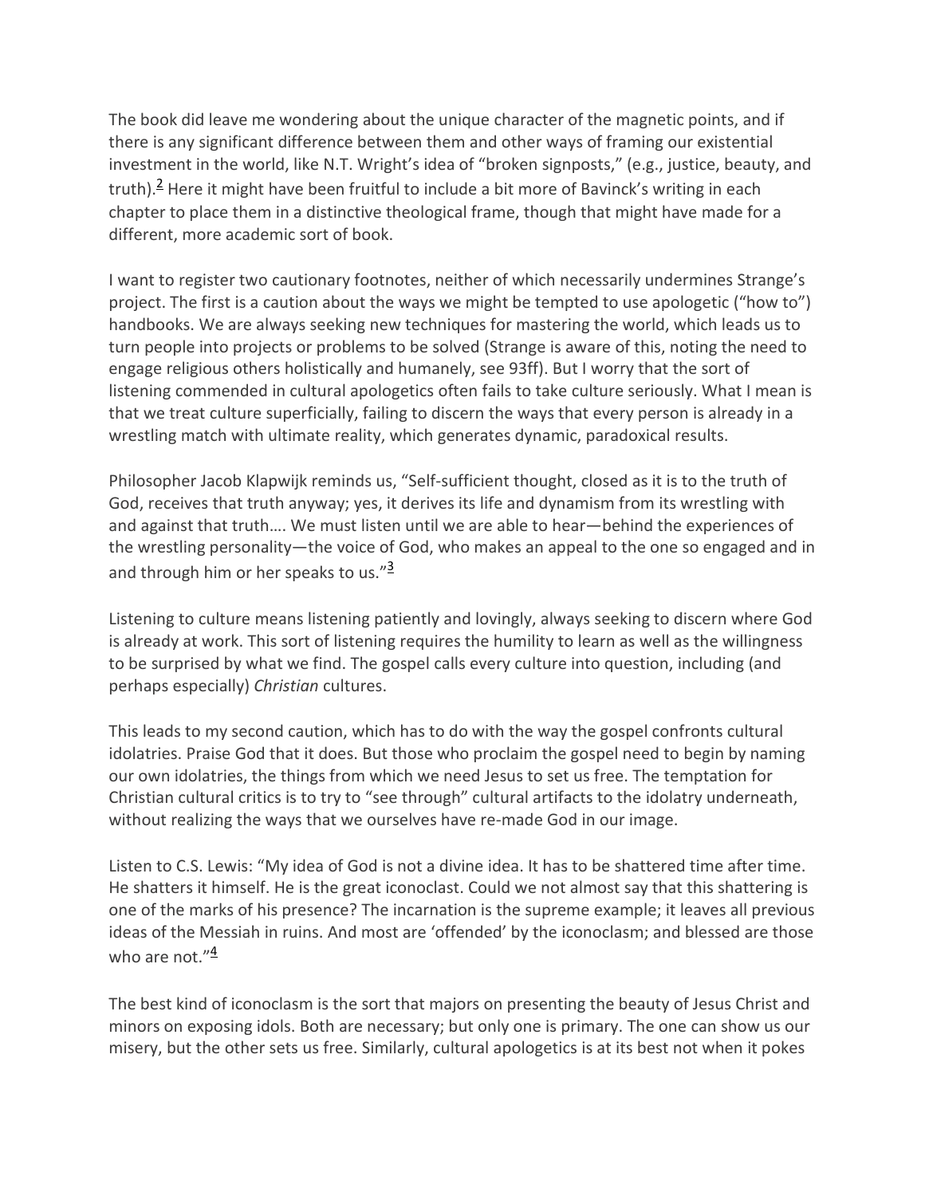The book did leave me wondering about the unique character of the magnetic points, and if there is any significant difference between them and other ways of framing our existential investment in the world, like N.T. Wright's idea of "broken signposts," (e.g., justice, beauty, and truth).[2] Here it might have been fruitful to include a bit more of Bavinck's writing in each chapter to place them in a distinctive theological frame, though that might have made for a different, more academic sort of book.

I want to register two cautionary footnotes, neither of which necessarily undermines Strange's project. The first is a caution about the ways we might be tempted to use apologetic ("how to") handbooks. We are always seeking new techniques for mastering the world, which leads us to turn people into projects or problems to be solved (Strange is aware of this, noting the need to engage religious others holistically and humanely, see 93ff). But I worry that the sort of listening commended in cultural apologetics often fails to take culture seriously. What I mean is that we treat culture superficially, failing to discern the ways that every person is already in a wrestling match with ultimate reality, which generates dynamic, paradoxical results.

Philosopher Jacob Klapwijk reminds us, "Self-sufficient thought, closed as it is to the truth of God, receives that truth anyway; yes, it derives its life and dynamism from its wrestling with and against that truth…. We must listen until we are able to hear—behind the experiences of the wrestling personality—the voice of God, who makes an appeal to the one so engaged and in and through him or her speaks to us."[3]

Listening to culture means listening patiently and lovingly, always seeking to discern where God is already at work. This sort of listening requires the humility to learn as well as the willingness to be surprised by what we find. The gospel calls every culture into question, including (and perhaps especially) *Christian* cultures.

This leads to my second caution, which has to do with the way the gospel confronts cultural idolatries. Praise God that it does. But those who proclaim the gospel need to begin by naming our own idolatries, the things from which we need Jesus to set us free. The temptation for Christian cultural critics is to try to "see through" cultural artifacts to the idolatry underneath, without realizing the ways that we ourselves have re-made God in our image.

Listen to C.S. Lewis: "My idea of God is not a divine idea. It has to be shattered time after time. He shatters it himself. He is the great iconoclast. Could we not almost say that this shattering is one of the marks of his presence? The incarnation is the supreme example; it leaves all previous ideas of the Messiah in ruins. And most are 'offended' by the iconoclasm; and blessed are those who are not."[4]

The best kind of iconoclasm is the sort that majors on presenting the beauty of Jesus Christ and minors on exposing idols. Both are necessary; but only one is primary. The one can show us our misery, but the other sets us free. Similarly, cultural apologetics is at its best not when it pokes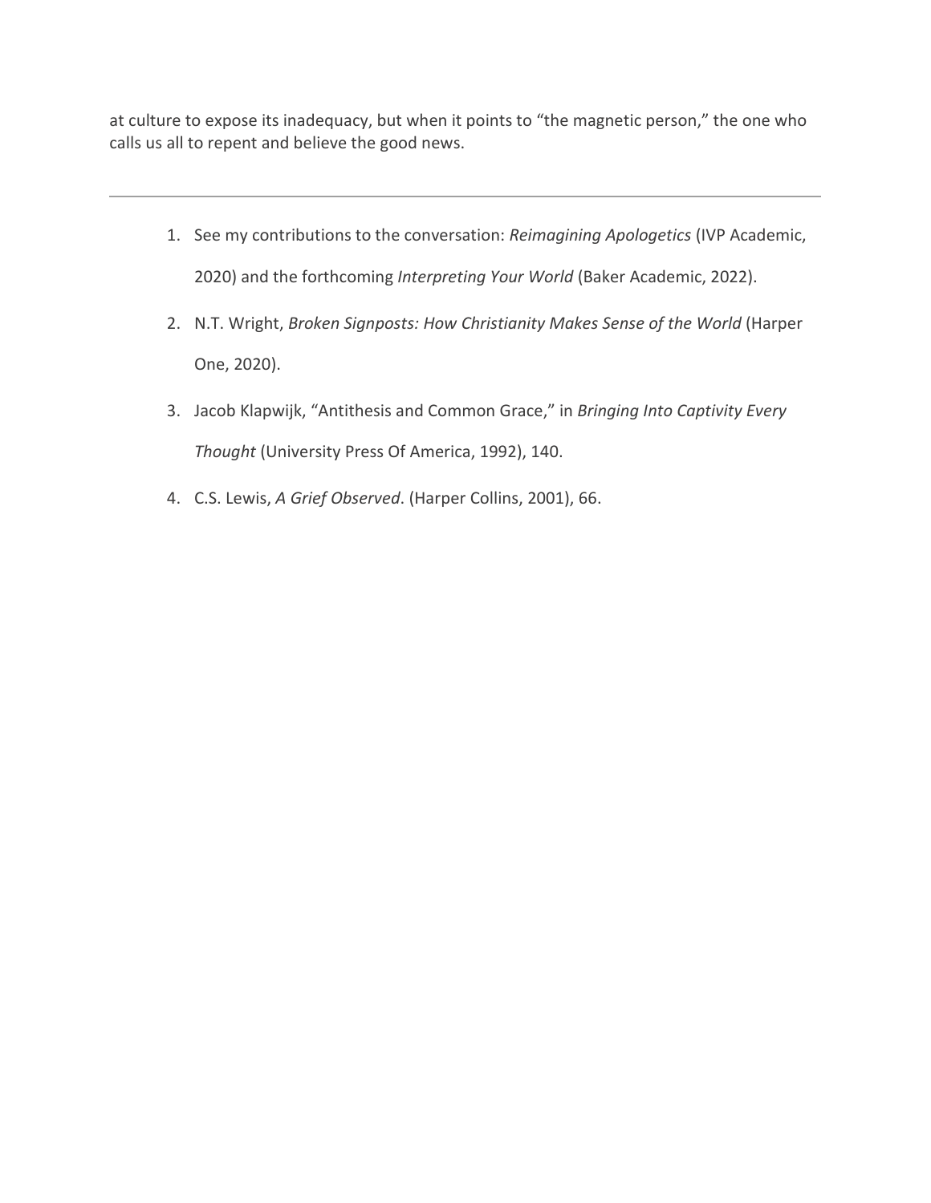at culture to expose its inadequacy, but when it points to "the magnetic person," the one who calls us all to repent and believe the good news.

---

1. See my contributions to the conversation: *Reimagining Apologetics* (IVP Academic, 2020) and the forthcoming *Interpreting Your World* (Baker Academic, 2022).
2. N.T. Wright, *Broken Signposts: How Christianity Makes Sense of the World* (Harper One, 2020).
3. Jacob Klapwijk, "Antithesis and Common Grace," in *Bringing Into Captivity Every Thought* (University Press Of America, 1992), 140.
4. C.S. Lewis, *A Grief Observed*. (Harper Collins, 2001), 66.